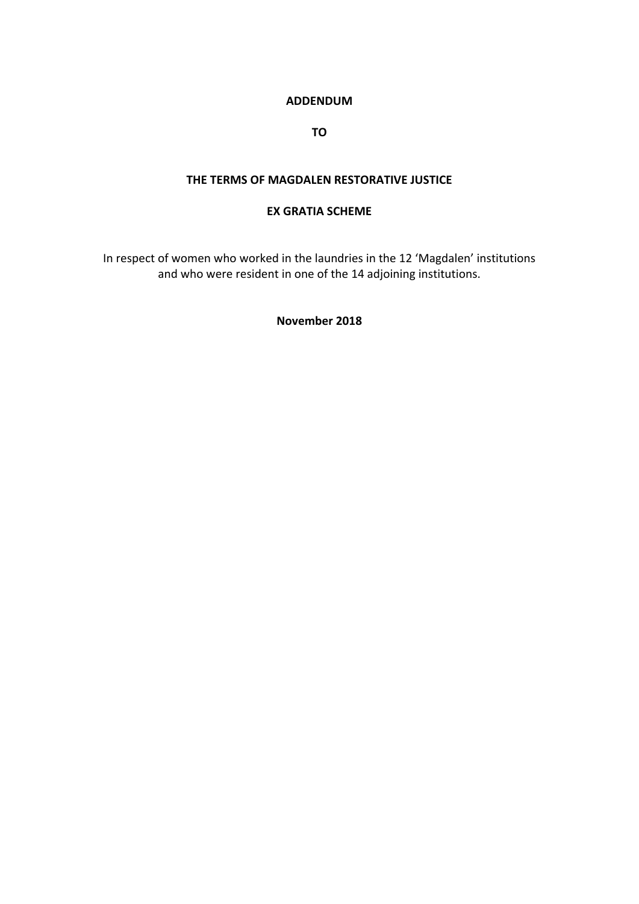**ADDENDUM**

**TO**

**THE TERMS OF MAGDALEN RESTORATIVE JUSTICE**

**EX GRATIA SCHEME**

In respect of women who worked in the laundries in the 12 'Magdalen' institutions and who were resident in one of the 14 adjoining institutions.

**November 2018**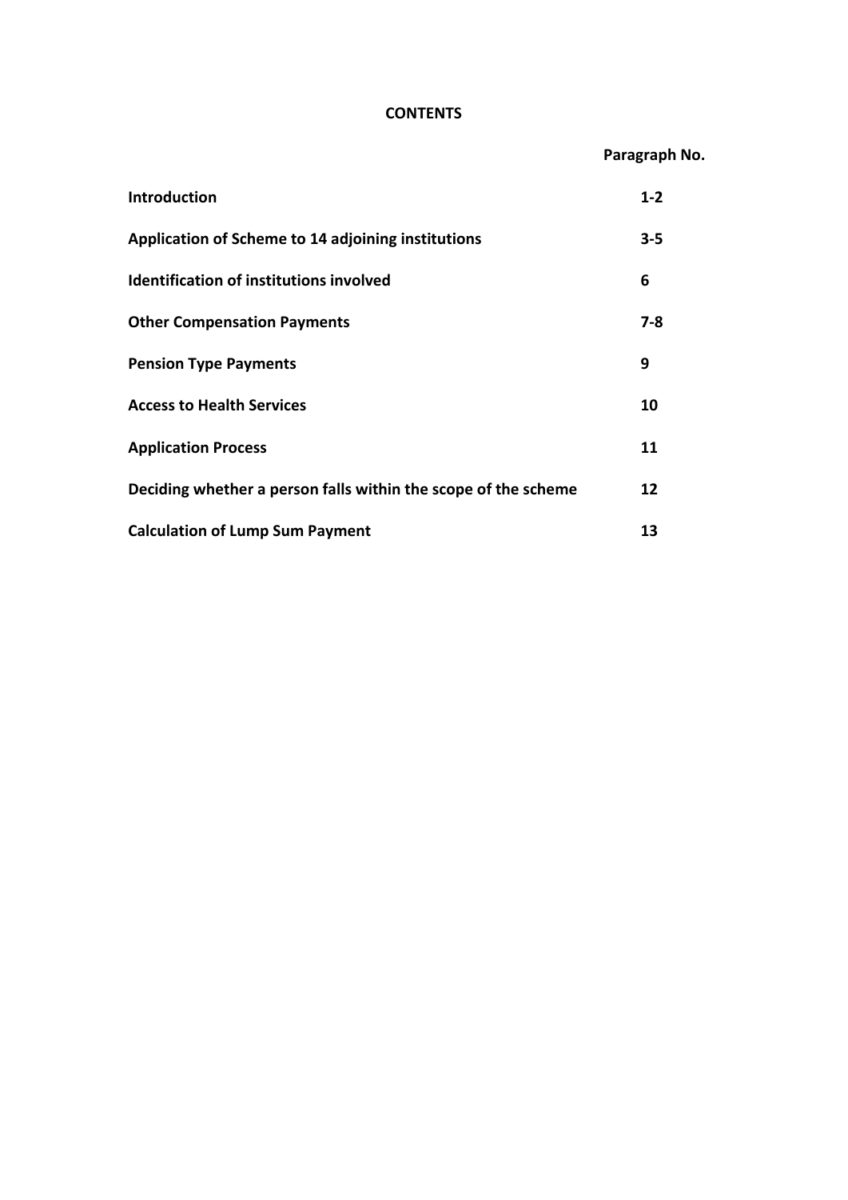**CONTENTS**

| | Paragraph No. |
|---|---|
| **Introduction** | **1-2** |
| **Application of Scheme to 14 adjoining institutions** | **3-5** |
| **Identification of institutions involved** | **6** |
| **Other Compensation Payments** | **7-8** |
| **Pension Type Payments** | **9** |
| **Access to Health Services** | **10** |
| **Application Process** | **11** |
| **Deciding whether a person falls within the scope of the scheme** | **12** |
| **Calculation of Lump Sum Payment** | **13** |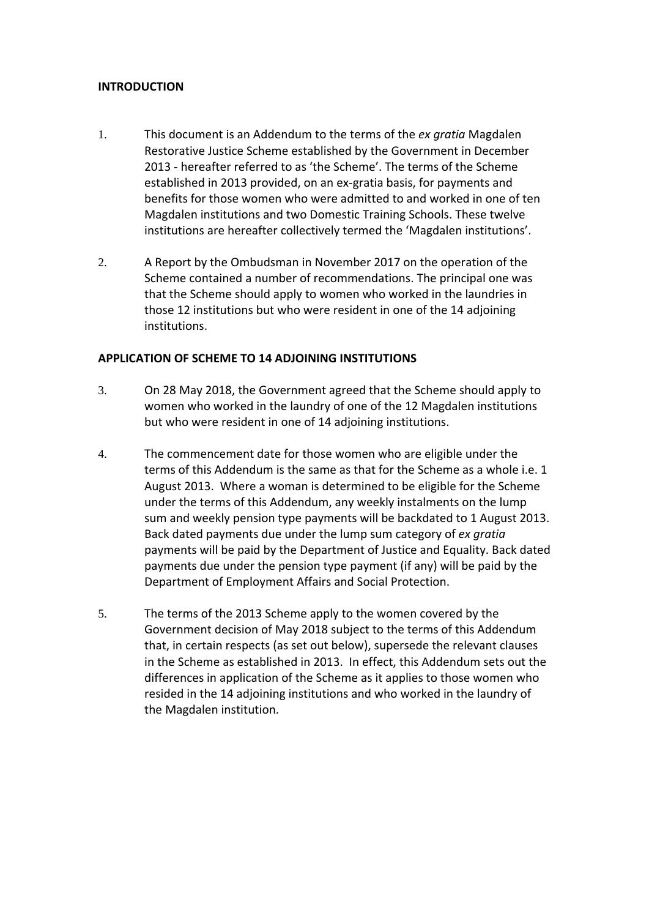**INTRODUCTION**

1. This document is an Addendum to the terms of the *ex gratia* Magdalen Restorative Justice Scheme established by the Government in December 2013 - hereafter referred to as 'the Scheme'. The terms of the Scheme established in 2013 provided, on an ex-gratia basis, for payments and benefits for those women who were admitted to and worked in one of ten Magdalen institutions and two Domestic Training Schools. These twelve institutions are hereafter collectively termed the 'Magdalen institutions'.

2. A Report by the Ombudsman in November 2017 on the operation of the Scheme contained a number of recommendations. The principal one was that the Scheme should apply to women who worked in the laundries in those 12 institutions but who were resident in one of the 14 adjoining institutions.

**APPLICATION OF SCHEME TO 14 ADJOINING INSTITUTIONS**

3. On 28 May 2018, the Government agreed that the Scheme should apply to women who worked in the laundry of one of the 12 Magdalen institutions but who were resident in one of 14 adjoining institutions.

4. The commencement date for those women who are eligible under the terms of this Addendum is the same as that for the Scheme as a whole i.e. 1 August 2013. Where a woman is determined to be eligible for the Scheme under the terms of this Addendum, any weekly instalments on the lump sum and weekly pension type payments will be backdated to 1 August 2013. Back dated payments due under the lump sum category of *ex gratia* payments will be paid by the Department of Justice and Equality. Back dated payments due under the pension type payment (if any) will be paid by the Department of Employment Affairs and Social Protection.

5. The terms of the 2013 Scheme apply to the women covered by the Government decision of May 2018 subject to the terms of this Addendum that, in certain respects (as set out below), supersede the relevant clauses in the Scheme as established in 2013. In effect, this Addendum sets out the differences in application of the Scheme as it applies to those women who resided in the 14 adjoining institutions and who worked in the laundry of the Magdalen institution.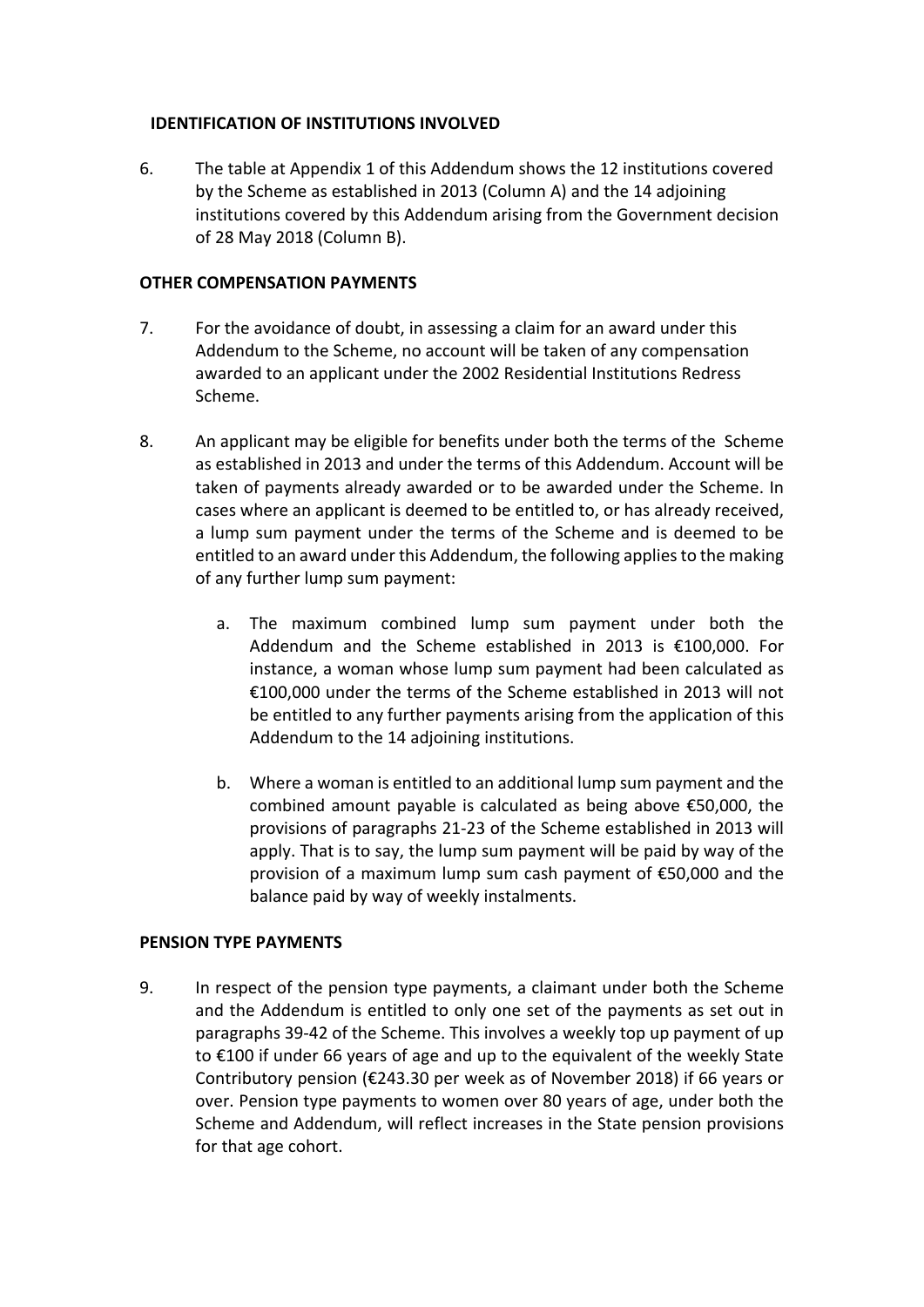## IDENTIFICATION OF INSTITUTIONS INVOLVED

6. The table at Appendix 1 of this Addendum shows the 12 institutions covered by the Scheme as established in 2013 (Column A) and the 14 adjoining institutions covered by this Addendum arising from the Government decision of 28 May 2018 (Column B).

## OTHER COMPENSATION PAYMENTS

7. For the avoidance of doubt, in assessing a claim for an award under this Addendum to the Scheme, no account will be taken of any compensation awarded to an applicant under the 2002 Residential Institutions Redress Scheme.

8. An applicant may be eligible for benefits under both the terms of the Scheme as established in 2013 and under the terms of this Addendum. Account will be taken of payments already awarded or to be awarded under the Scheme. In cases where an applicant is deemed to be entitled to, or has already received, a lump sum payment under the terms of the Scheme and is deemed to be entitled to an award under this Addendum, the following applies to the making of any further lump sum payment:

   a. The maximum combined lump sum payment under both the Addendum and the Scheme established in 2013 is €100,000. For instance, a woman whose lump sum payment had been calculated as €100,000 under the terms of the Scheme established in 2013 will not be entitled to any further payments arising from the application of this Addendum to the 14 adjoining institutions.

   b. Where a woman is entitled to an additional lump sum payment and the combined amount payable is calculated as being above €50,000, the provisions of paragraphs 21-23 of the Scheme established in 2013 will apply. That is to say, the lump sum payment will be paid by way of the provision of a maximum lump sum cash payment of €50,000 and the balance paid by way of weekly instalments.

## PENSION TYPE PAYMENTS

9. In respect of the pension type payments, a claimant under both the Scheme and the Addendum is entitled to only one set of the payments as set out in paragraphs 39-42 of the Scheme. This involves a weekly top up payment of up to €100 if under 66 years of age and up to the equivalent of the weekly State Contributory pension (€243.30 per week as of November 2018) if 66 years or over. Pension type payments to women over 80 years of age, under both the Scheme and Addendum, will reflect increases in the State pension provisions for that age cohort.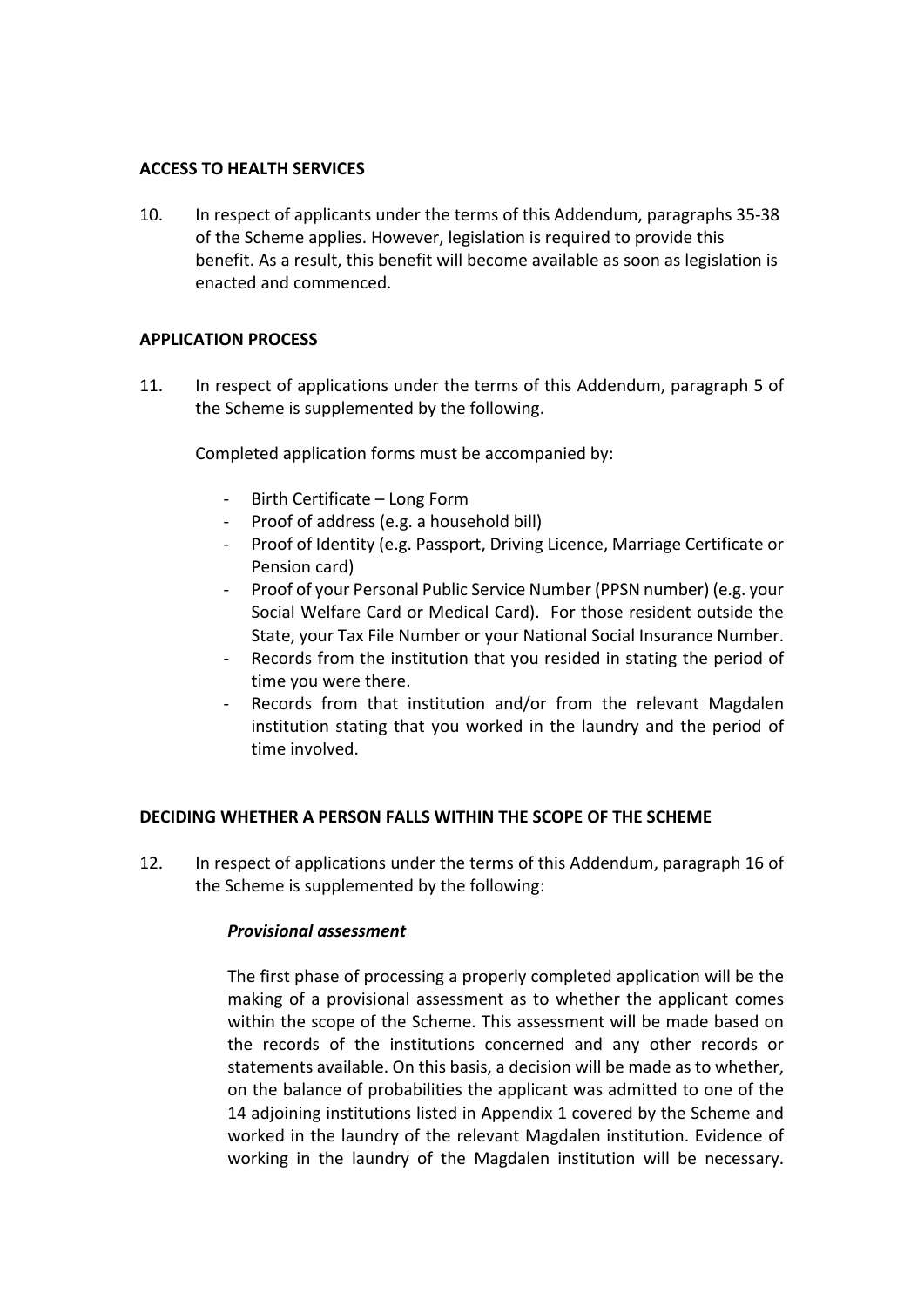**ACCESS TO HEALTH SERVICES**

10. In respect of applicants under the terms of this Addendum, paragraphs 35-38 of the Scheme applies. However, legislation is required to provide this benefit. As a result, this benefit will become available as soon as legislation is enacted and commenced.

**APPLICATION PROCESS**

11. In respect of applications under the terms of this Addendum, paragraph 5 of the Scheme is supplemented by the following.

    Completed application forms must be accompanied by:

    - Birth Certificate – Long Form
    - Proof of address (e.g. a household bill)
    - Proof of Identity (e.g. Passport, Driving Licence, Marriage Certificate or Pension card)
    - Proof of your Personal Public Service Number (PPSN number) (e.g. your Social Welfare Card or Medical Card). For those resident outside the State, your Tax File Number or your National Social Insurance Number.
    - Records from the institution that you resided in stating the period of time you were there.
    - Records from that institution and/or from the relevant Magdalen institution stating that you worked in the laundry and the period of time involved.

**DECIDING WHETHER A PERSON FALLS WITHIN THE SCOPE OF THE SCHEME**

12. In respect of applications under the terms of this Addendum, paragraph 16 of the Scheme is supplemented by the following:

    ***Provisional assessment***

    The first phase of processing a properly completed application will be the making of a provisional assessment as to whether the applicant comes within the scope of the Scheme. This assessment will be made based on the records of the institutions concerned and any other records or statements available. On this basis, a decision will be made as to whether, on the balance of probabilities the applicant was admitted to one of the 14 adjoining institutions listed in Appendix 1 covered by the Scheme and worked in the laundry of the relevant Magdalen institution. Evidence of working in the laundry of the Magdalen institution will be necessary.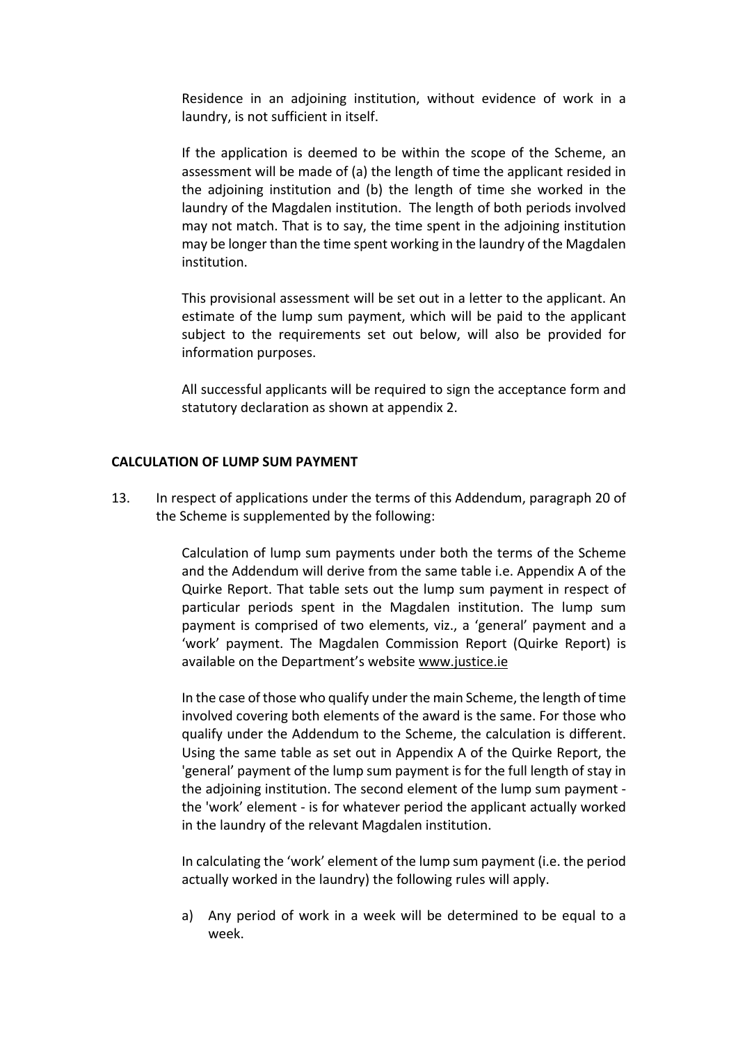Residence in an adjoining institution, without evidence of work in a laundry, is not sufficient in itself.

If the application is deemed to be within the scope of the Scheme, an assessment will be made of (a) the length of time the applicant resided in the adjoining institution and (b) the length of time she worked in the laundry of the Magdalen institution. The length of both periods involved may not match. That is to say, the time spent in the adjoining institution may be longer than the time spent working in the laundry of the Magdalen institution.

This provisional assessment will be set out in a letter to the applicant. An estimate of the lump sum payment, which will be paid to the applicant subject to the requirements set out below, will also be provided for information purposes.

All successful applicants will be required to sign the acceptance form and statutory declaration as shown at appendix 2.

**CALCULATION OF LUMP SUM PAYMENT**

13. In respect of applications under the terms of this Addendum, paragraph 20 of the Scheme is supplemented by the following:

    Calculation of lump sum payments under both the terms of the Scheme and the Addendum will derive from the same table i.e. Appendix A of the Quirke Report. That table sets out the lump sum payment in respect of particular periods spent in the Magdalen institution. The lump sum payment is comprised of two elements, viz., a 'general' payment and a 'work' payment. The Magdalen Commission Report (Quirke Report) is available on the Department's website www.justice.ie

    In the case of those who qualify under the main Scheme, the length of time involved covering both elements of the award is the same. For those who qualify under the Addendum to the Scheme, the calculation is different. Using the same table as set out in Appendix A of the Quirke Report, the 'general' payment of the lump sum payment is for the full length of stay in the adjoining institution. The second element of the lump sum payment - the 'work' element - is for whatever period the applicant actually worked in the laundry of the relevant Magdalen institution.

    In calculating the 'work' element of the lump sum payment (i.e. the period actually worked in the laundry) the following rules will apply.

    a) Any period of work in a week will be determined to be equal to a week.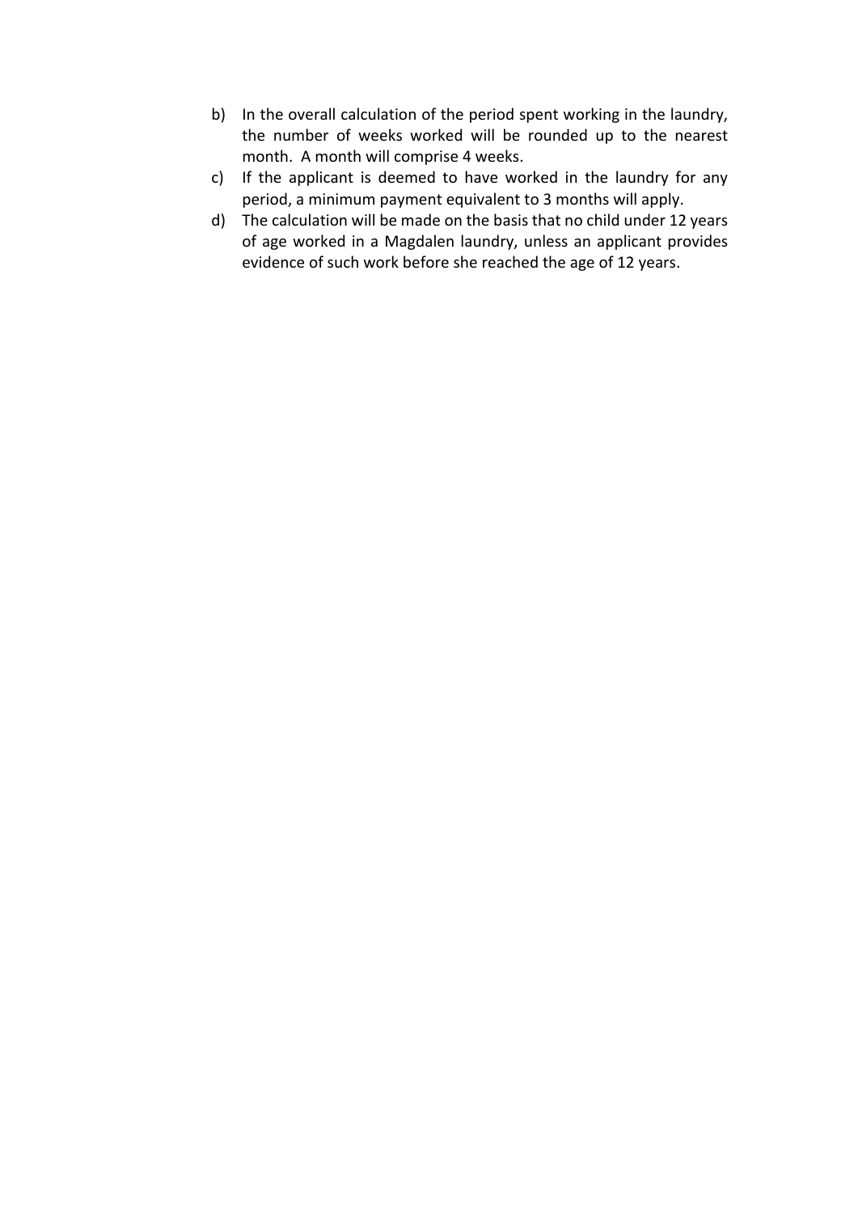b) In the overall calculation of the period spent working in the laundry, the number of weeks worked will be rounded up to the nearest month. A month will comprise 4 weeks.
c) If the applicant is deemed to have worked in the laundry for any period, a minimum payment equivalent to 3 months will apply.
d) The calculation will be made on the basis that no child under 12 years of age worked in a Magdalen laundry, unless an applicant provides evidence of such work before she reached the age of 12 years.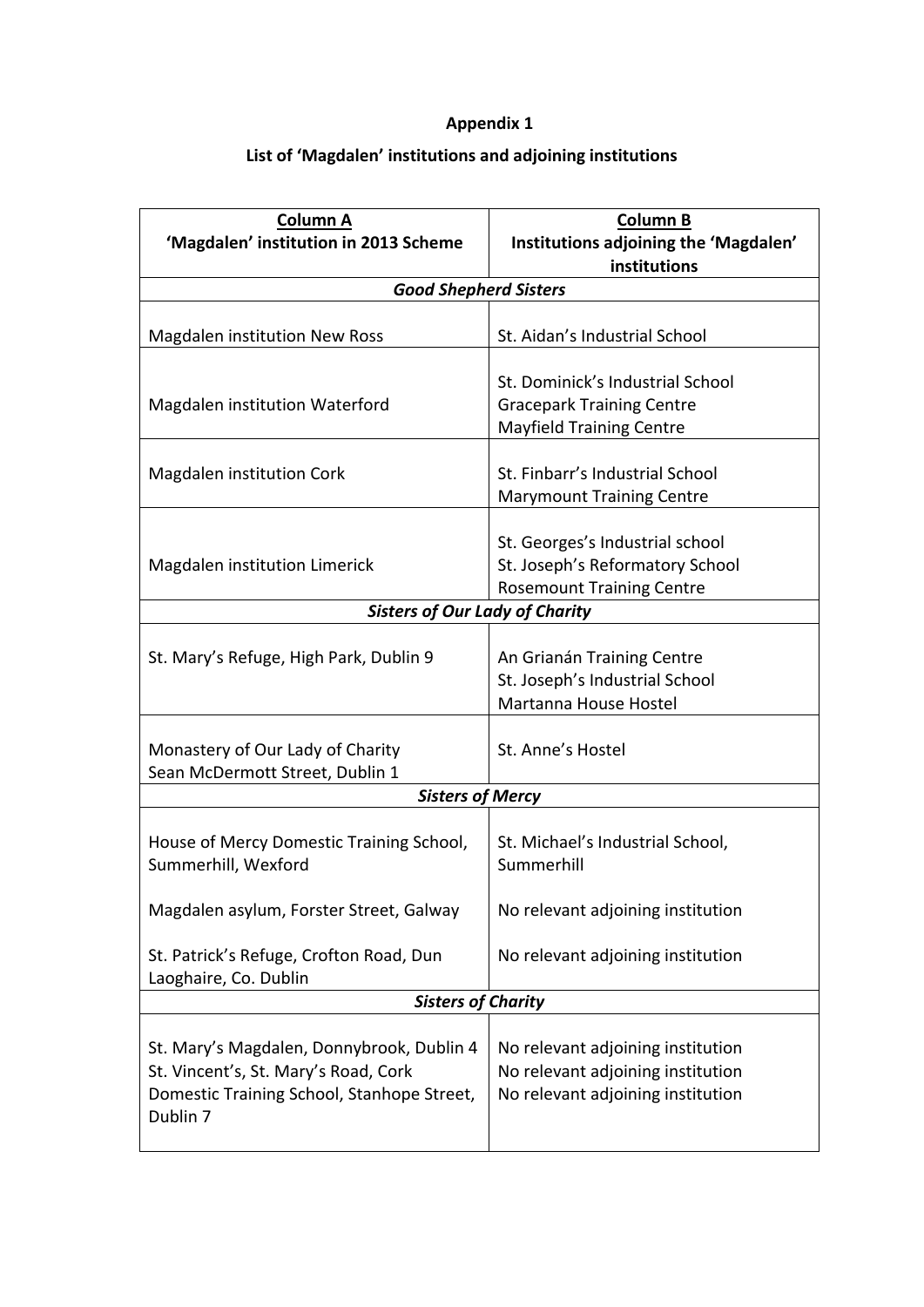**Appendix 1**

**List of 'Magdalen' institutions and adjoining institutions**

| **Column A**<br>**'Magdalen' institution in 2013 Scheme** | **Column B**<br>**Institutions adjoining the 'Magdalen' institutions** |
|---|---|
| ***Good Shepherd Sisters*** | |
| Magdalen institution New Ross | St. Aidan's Industrial School |
| Magdalen institution Waterford | St. Dominick's Industrial School<br>Gracepark Training Centre<br>Mayfield Training Centre |
| Magdalen institution Cork | St. Finbarr's Industrial School<br>Marymount Training Centre |
| Magdalen institution Limerick | St. Georges's Industrial school<br>St. Joseph's Reformatory School<br>Rosemount Training Centre |
| ***Sisters of Our Lady of Charity*** | |
| St. Mary's Refuge, High Park, Dublin 9 | An Grianán Training Centre<br>St. Joseph's Industrial School<br>Martanna House Hostel |
| Monastery of Our Lady of Charity<br>Sean McDermott Street, Dublin 1 | St. Anne's Hostel |
| ***Sisters of Mercy*** | |
| House of Mercy Domestic Training School, Summerhill, Wexford | St. Michael's Industrial School, Summerhill |
| Magdalen asylum, Forster Street, Galway | No relevant adjoining institution |
| St. Patrick's Refuge, Crofton Road, Dun Laoghaire, Co. Dublin | No relevant adjoining institution |
| ***Sisters of Charity*** | |
| St. Mary's Magdalen, Donnybrook, Dublin 4 | No relevant adjoining institution |
| St. Vincent's, St. Mary's Road, Cork | No relevant adjoining institution |
| Domestic Training School, Stanhope Street, Dublin 7 | No relevant adjoining institution |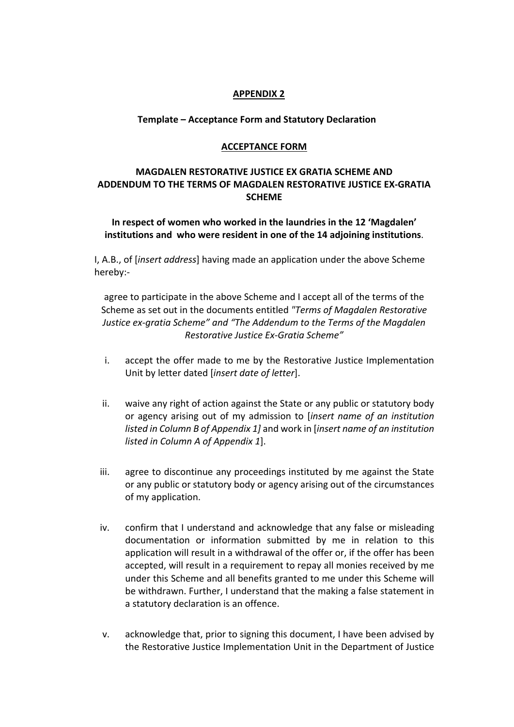**APPENDIX 2**

**Template – Acceptance Form and Statutory Declaration**

**ACCEPTANCE FORM**

**MAGDALEN RESTORATIVE JUSTICE EX GRATIA SCHEME AND ADDENDUM TO THE TERMS OF MAGDALEN RESTORATIVE JUSTICE EX-GRATIA SCHEME**

**In respect of women who worked in the laundries in the 12 'Magdalen' institutions and who were resident in one of the 14 adjoining institutions**.

I, A.B., of [*insert address*] having made an application under the above Scheme hereby:-

agree to participate in the above Scheme and I accept all of the terms of the Scheme as set out in the documents entitled *"Terms of Magdalen Restorative Justice ex-gratia Scheme" and "The Addendum to the Terms of the Magdalen Restorative Justice Ex-Gratia Scheme"*

i. accept the offer made to me by the Restorative Justice Implementation Unit by letter dated [*insert date of letter*].

ii. waive any right of action against the State or any public or statutory body or agency arising out of my admission to [*insert name of an institution listed in Column B of Appendix 1]* and work in [*insert name of an institution listed in Column A of Appendix 1*].

iii. agree to discontinue any proceedings instituted by me against the State or any public or statutory body or agency arising out of the circumstances of my application.

iv. confirm that I understand and acknowledge that any false or misleading documentation or information submitted by me in relation to this application will result in a withdrawal of the offer or, if the offer has been accepted, will result in a requirement to repay all monies received by me under this Scheme and all benefits granted to me under this Scheme will be withdrawn. Further, I understand that the making a false statement in a statutory declaration is an offence.

v. acknowledge that, prior to signing this document, I have been advised by the Restorative Justice Implementation Unit in the Department of Justice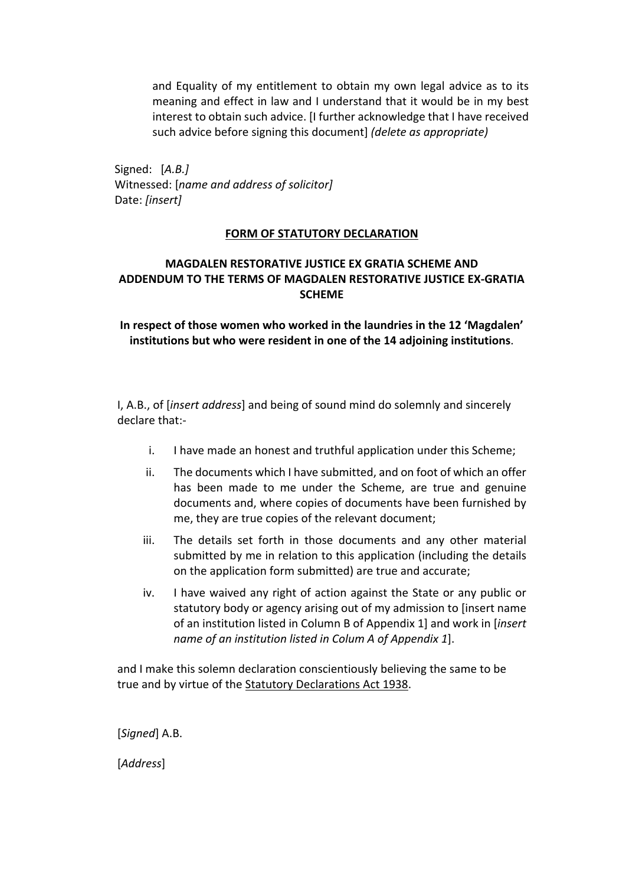and Equality of my entitlement to obtain my own legal advice as to its meaning and effect in law and I understand that it would be in my best interest to obtain such advice. [I further acknowledge that I have received such advice before signing this document] *(delete as appropriate)*

Signed: [*A.B.]*
Witnessed: [*name and address of solicitor]*
Date: *[insert]*

**FORM OF STATUTORY DECLARATION**

**MAGDALEN RESTORATIVE JUSTICE EX GRATIA SCHEME AND ADDENDUM TO THE TERMS OF MAGDALEN RESTORATIVE JUSTICE EX-GRATIA SCHEME**

**In respect of those women who worked in the laundries in the 12 'Magdalen' institutions but who were resident in one of the 14 adjoining institutions**.

I, A.B., of [*insert address*] and being of sound mind do solemnly and sincerely declare that:-

i. I have made an honest and truthful application under this Scheme;

ii. The documents which I have submitted, and on foot of which an offer has been made to me under the Scheme, are true and genuine documents and, where copies of documents have been furnished by me, they are true copies of the relevant document;

iii. The details set forth in those documents and any other material submitted by me in relation to this application (including the details on the application form submitted) are true and accurate;

iv. I have waived any right of action against the State or any public or statutory body or agency arising out of my admission to [insert name of an institution listed in Column B of Appendix 1] and work in [*insert name of an institution listed in Colum A of Appendix 1*].

and I make this solemn declaration conscientiously believing the same to be true and by virtue of the Statutory Declarations Act 1938.

[*Signed*] A.B.

[*Address*]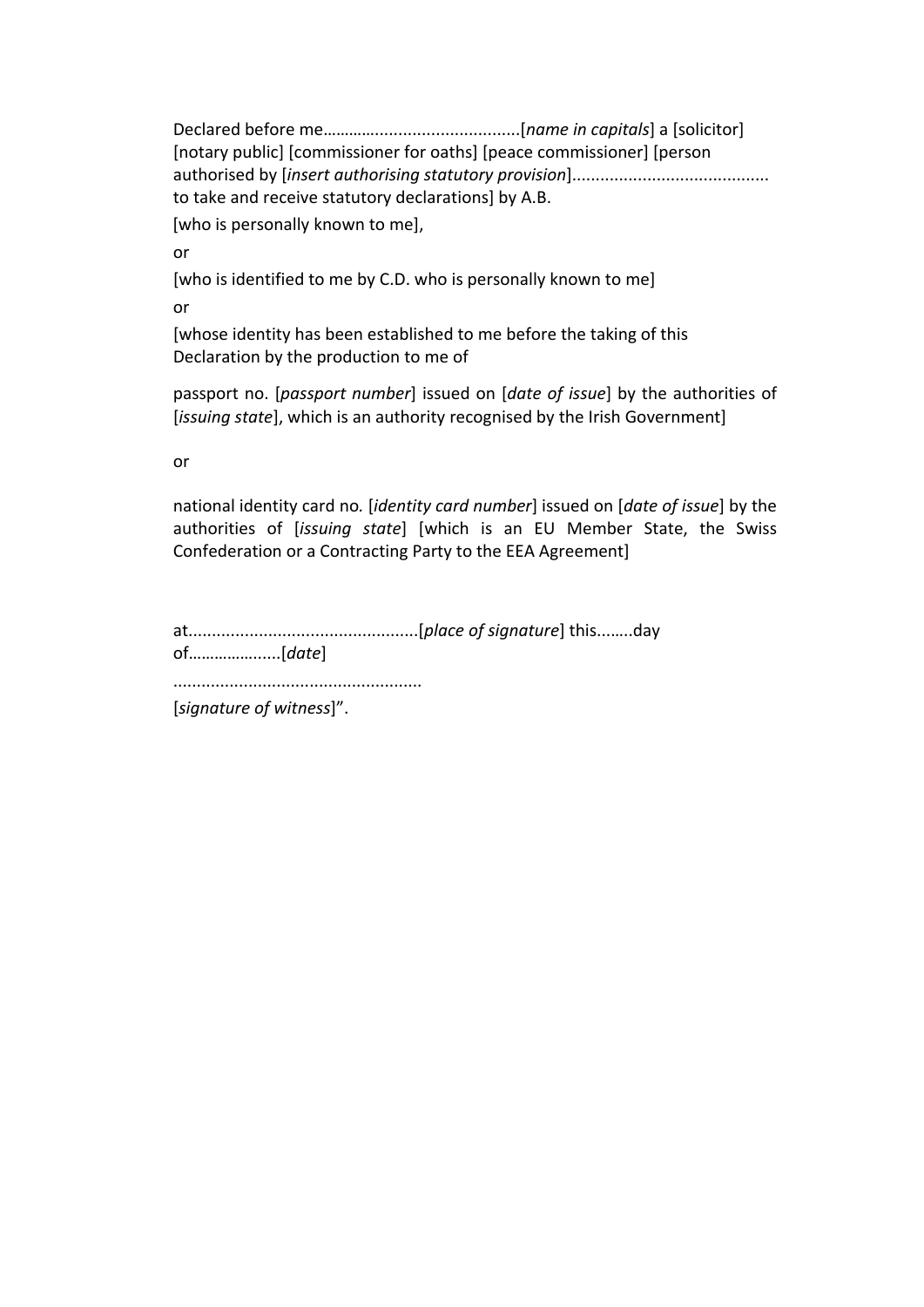Declared before me……….............................[*name in capitals*] a [solicitor] [notary public] [commissioner for oaths] [peace commissioner] [person authorised by [*insert authorising statutory provision*]......................................... to take and receive statutory declarations] by A.B.

[who is personally known to me],

or

[who is identified to me by C.D. who is personally known to me]

or

[whose identity has been established to me before the taking of this Declaration by the production to me of

passport no. [*passport number*] issued on [*date of issue*] by the authorities of [*issuing state*], which is an authority recognised by the Irish Government]

or

national identity card no. [*identity card number*] issued on [*date of issue*] by the authorities of [*issuing state*] [which is an EU Member State, the Swiss Confederation or a Contracting Party to the EEA Agreement]

at................................................[*place of signature*] this.....…..day of………………....[*date*]

....................................................

[*signature of witness*]”.